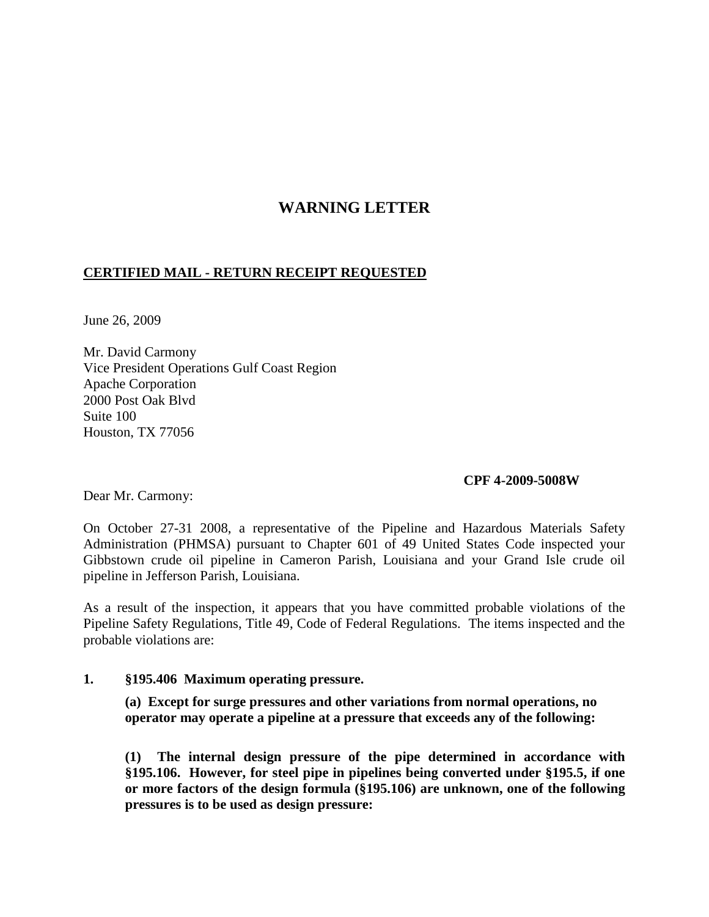# WARNING LETTER

**CERTIFIED MAIL - RETURN RECEIPT REQUESTED**

June 26, 2009

Mr. David Carmony
Vice President Operations Gulf Coast Region
Apache Corporation
2000 Post Oak Blvd
Suite 100
Houston, TX 77056

**CPF 4-2009-5008W**

Dear Mr. Carmony:

On October 27-31 2008, a representative of the Pipeline and Hazardous Materials Safety Administration (PHMSA) pursuant to Chapter 601 of 49 United States Code inspected your Gibbstown crude oil pipeline in Cameron Parish, Louisiana and your Grand Isle crude oil pipeline in Jefferson Parish, Louisiana.

As a result of the inspection, it appears that you have committed probable violations of the Pipeline Safety Regulations, Title 49, Code of Federal Regulations. The items inspected and the probable violations are:

**1. §195.406 Maximum operating pressure.**

**(a) Except for surge pressures and other variations from normal operations, no operator may operate a pipeline at a pressure that exceeds any of the following:**

**(1) The internal design pressure of the pipe determined in accordance with §195.106. However, for steel pipe in pipelines being converted under §195.5, if one or more factors of the design formula (§195.106) are unknown, one of the following pressures is to be used as design pressure:**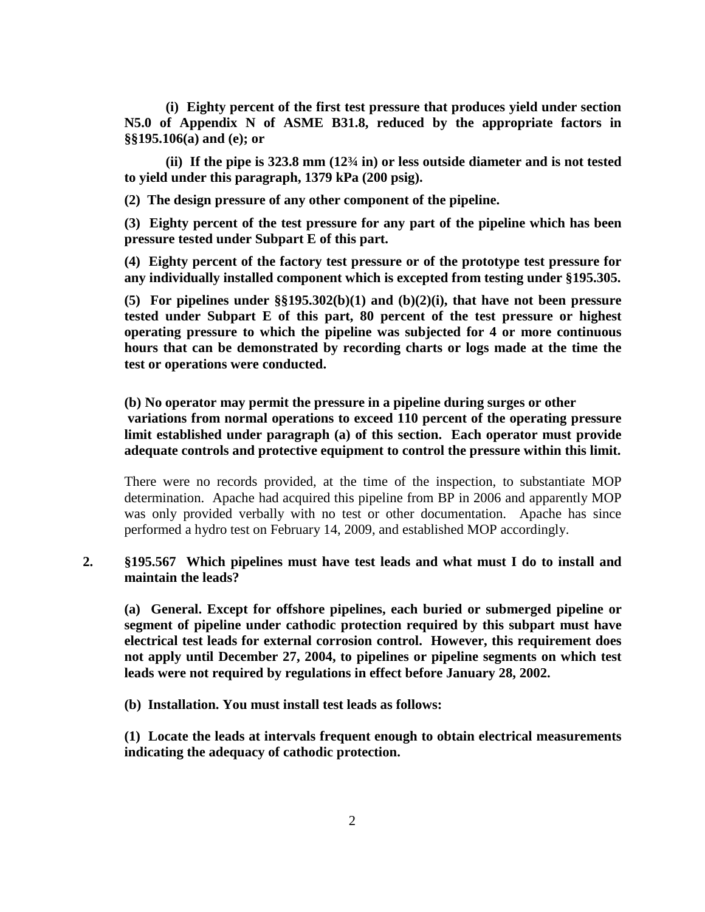**(i) Eighty percent of the first test pressure that produces yield under section N5.0 of Appendix N of ASME B31.8, reduced by the appropriate factors in §§195.106(a) and (e); or**

**(ii) If the pipe is 323.8 mm (12¾ in) or less outside diameter and is not tested to yield under this paragraph, 1379 kPa (200 psig).**

**(2) The design pressure of any other component of the pipeline.**

**(3) Eighty percent of the test pressure for any part of the pipeline which has been pressure tested under Subpart E of this part.**

**(4) Eighty percent of the factory test pressure or of the prototype test pressure for any individually installed component which is excepted from testing under §195.305.**

**(5) For pipelines under §§195.302(b)(1) and (b)(2)(i), that have not been pressure tested under Subpart E of this part, 80 percent of the test pressure or highest operating pressure to which the pipeline was subjected for 4 or more continuous hours that can be demonstrated by recording charts or logs made at the time the test or operations were conducted.**

**(b) No operator may permit the pressure in a pipeline during surges or other variations from normal operations to exceed 110 percent of the operating pressure limit established under paragraph (a) of this section. Each operator must provide adequate controls and protective equipment to control the pressure within this limit.**

There were no records provided, at the time of the inspection, to substantiate MOP determination. Apache had acquired this pipeline from BP in 2006 and apparently MOP was only provided verbally with no test or other documentation. Apache has since performed a hydro test on February 14, 2009, and established MOP accordingly.

2. **§195.567 Which pipelines must have test leads and what must I do to install and maintain the leads?**

**(a) General. Except for offshore pipelines, each buried or submerged pipeline or segment of pipeline under cathodic protection required by this subpart must have electrical test leads for external corrosion control. However, this requirement does not apply until December 27, 2004, to pipelines or pipeline segments on which test leads were not required by regulations in effect before January 28, 2002.**

**(b) Installation. You must install test leads as follows:**

**(1) Locate the leads at intervals frequent enough to obtain electrical measurements indicating the adequacy of cathodic protection.**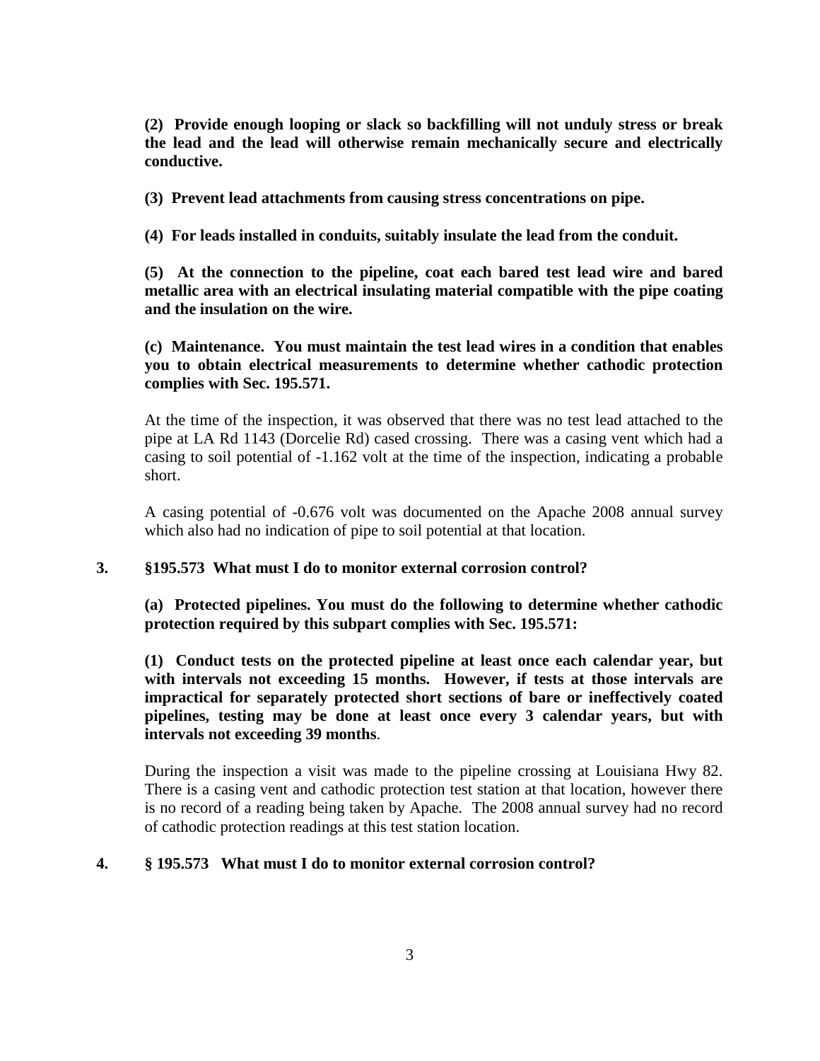**(2) Provide enough looping or slack so backfilling will not unduly stress or break the lead and the lead will otherwise remain mechanically secure and electrically conductive.**

**(3) Prevent lead attachments from causing stress concentrations on pipe.**

**(4) For leads installed in conduits, suitably insulate the lead from the conduit.**

**(5) At the connection to the pipeline, coat each bared test lead wire and bared metallic area with an electrical insulating material compatible with the pipe coating and the insulation on the wire.**

**(c) Maintenance. You must maintain the test lead wires in a condition that enables you to obtain electrical measurements to determine whether cathodic protection complies with Sec. 195.571.**

At the time of the inspection, it was observed that there was no test lead attached to the pipe at LA Rd 1143 (Dorcelie Rd) cased crossing. There was a casing vent which had a casing to soil potential of -1.162 volt at the time of the inspection, indicating a probable short.

A casing potential of -0.676 volt was documented on the Apache 2008 annual survey which also had no indication of pipe to soil potential at that location.

**3. §195.573 What must I do to monitor external corrosion control?**

**(a) Protected pipelines. You must do the following to determine whether cathodic protection required by this subpart complies with Sec. 195.571:**

**(1) Conduct tests on the protected pipeline at least once each calendar year, but with intervals not exceeding 15 months. However, if tests at those intervals are impractical for separately protected short sections of bare or ineffectively coated pipelines, testing may be done at least once every 3 calendar years, but with intervals not exceeding 39 months**.

During the inspection a visit was made to the pipeline crossing at Louisiana Hwy 82. There is a casing vent and cathodic protection test station at that location, however there is no record of a reading being taken by Apache. The 2008 annual survey had no record of cathodic protection readings at this test station location.

**4. § 195.573 What must I do to monitor external corrosion control?**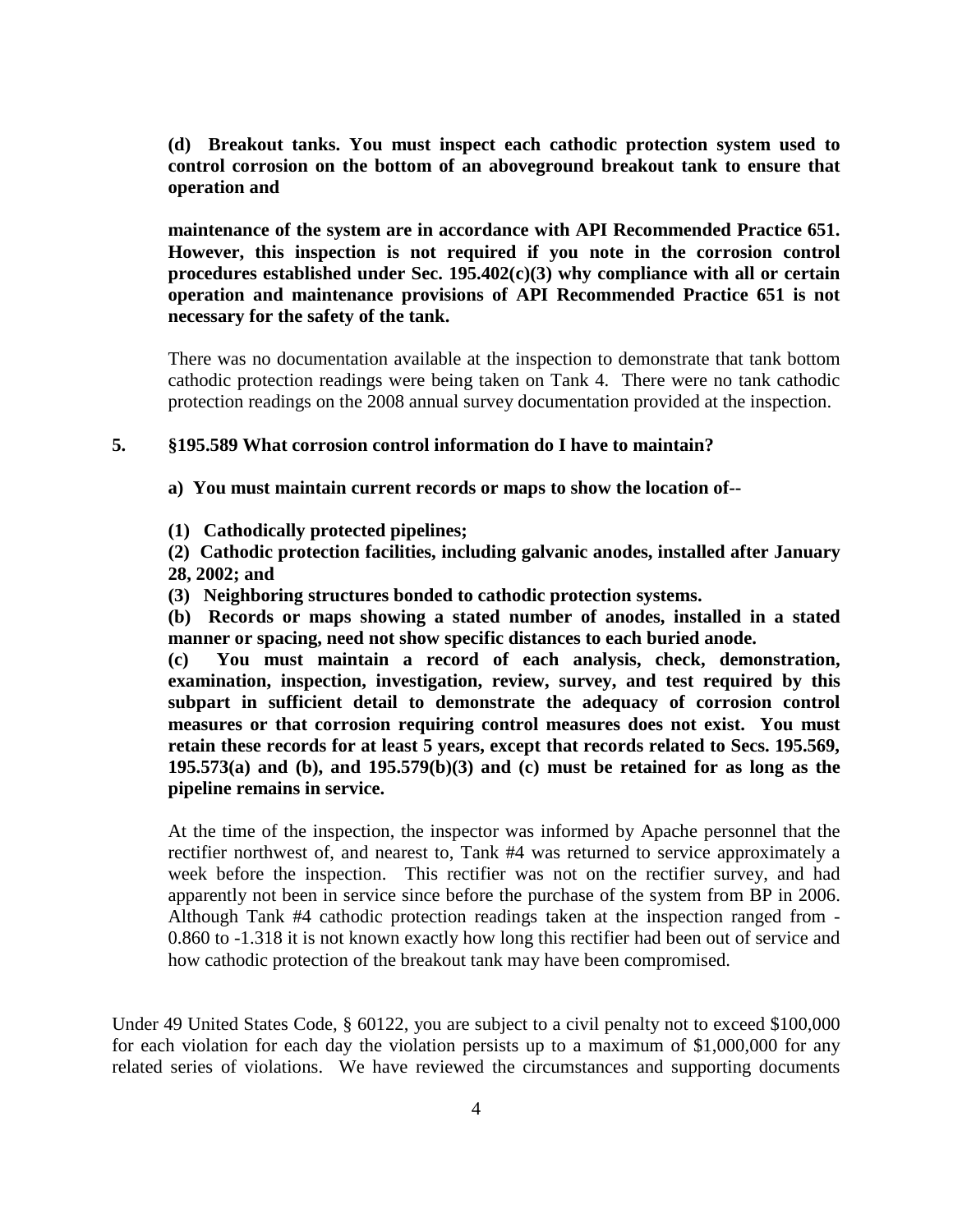**(d) Breakout tanks. You must inspect each cathodic protection system used to control corrosion on the bottom of an aboveground breakout tank to ensure that operation and**

**maintenance of the system are in accordance with API Recommended Practice 651. However, this inspection is not required if you note in the corrosion control procedures established under Sec. 195.402(c)(3) why compliance with all or certain operation and maintenance provisions of API Recommended Practice 651 is not necessary for the safety of the tank.**

There was no documentation available at the inspection to demonstrate that tank bottom cathodic protection readings were being taken on Tank 4. There were no tank cathodic protection readings on the 2008 annual survey documentation provided at the inspection.

**5. §195.589 What corrosion control information do I have to maintain?**

**a) You must maintain current records or maps to show the location of--**

**(1) Cathodically protected pipelines;**

**(2) Cathodic protection facilities, including galvanic anodes, installed after January 28, 2002; and**

**(3) Neighboring structures bonded to cathodic protection systems.**

**(b) Records or maps showing a stated number of anodes, installed in a stated manner or spacing, need not show specific distances to each buried anode.**

**(c) You must maintain a record of each analysis, check, demonstration, examination, inspection, investigation, review, survey, and test required by this subpart in sufficient detail to demonstrate the adequacy of corrosion control measures or that corrosion requiring control measures does not exist. You must retain these records for at least 5 years, except that records related to Secs. 195.569, 195.573(a) and (b), and 195.579(b)(3) and (c) must be retained for as long as the pipeline remains in service.**

At the time of the inspection, the inspector was informed by Apache personnel that the rectifier northwest of, and nearest to, Tank #4 was returned to service approximately a week before the inspection. This rectifier was not on the rectifier survey, and had apparently not been in service since before the purchase of the system from BP in 2006. Although Tank #4 cathodic protection readings taken at the inspection ranged from -0.860 to -1.318 it is not known exactly how long this rectifier had been out of service and how cathodic protection of the breakout tank may have been compromised.

Under 49 United States Code, § 60122, you are subject to a civil penalty not to exceed $100,000 for each violation for each day the violation persists up to a maximum of $1,000,000 for any related series of violations. We have reviewed the circumstances and supporting documents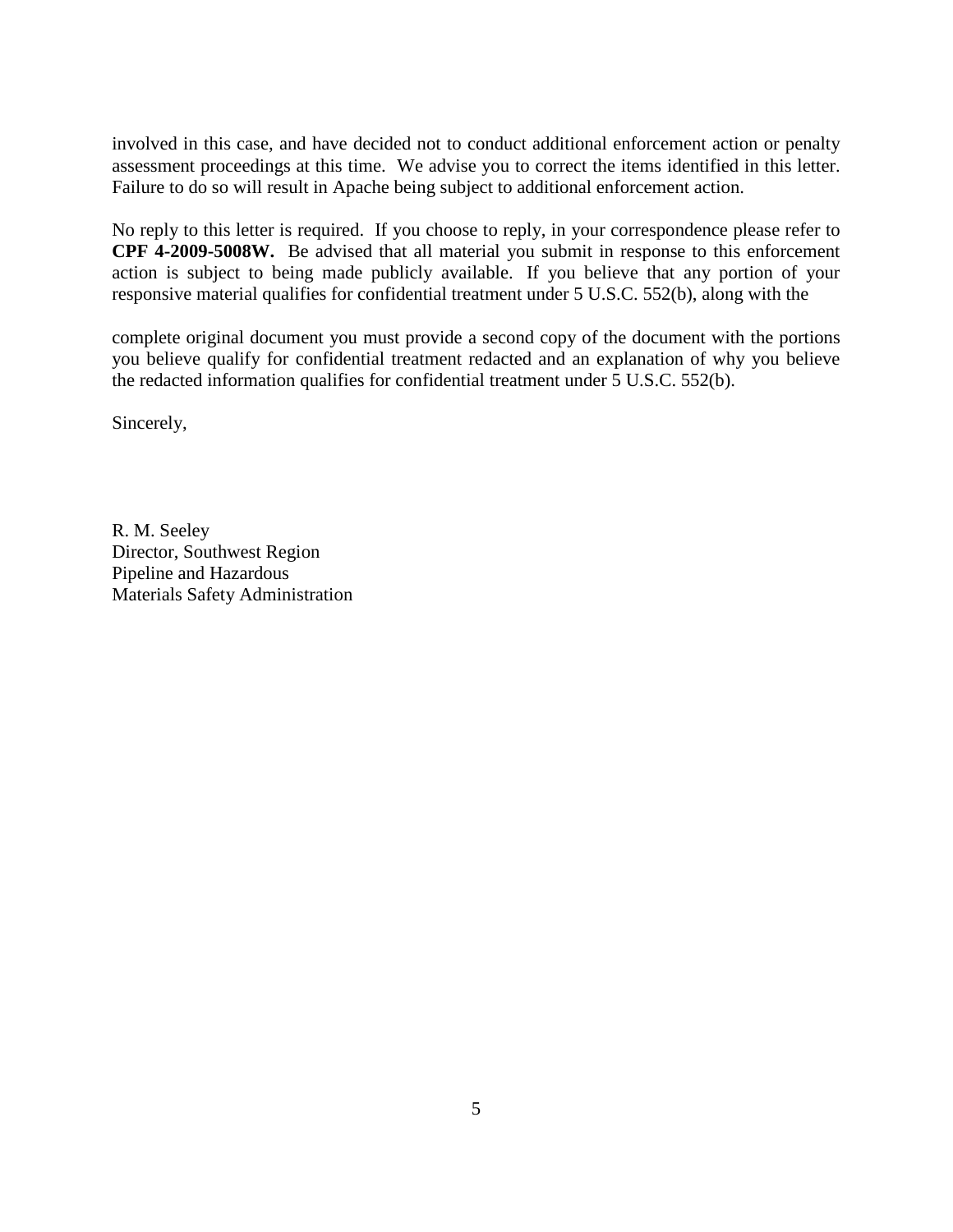involved in this case, and have decided not to conduct additional enforcement action or penalty assessment proceedings at this time. We advise you to correct the items identified in this letter. Failure to do so will result in Apache being subject to additional enforcement action.

No reply to this letter is required. If you choose to reply, in your correspondence please refer to **CPF 4-2009-5008W.** Be advised that all material you submit in response to this enforcement action is subject to being made publicly available. If you believe that any portion of your responsive material qualifies for confidential treatment under 5 U.S.C. 552(b), along with the

complete original document you must provide a second copy of the document with the portions you believe qualify for confidential treatment redacted and an explanation of why you believe the redacted information qualifies for confidential treatment under 5 U.S.C. 552(b).

Sincerely,

R. M. Seeley
Director, Southwest Region
Pipeline and Hazardous
Materials Safety Administration